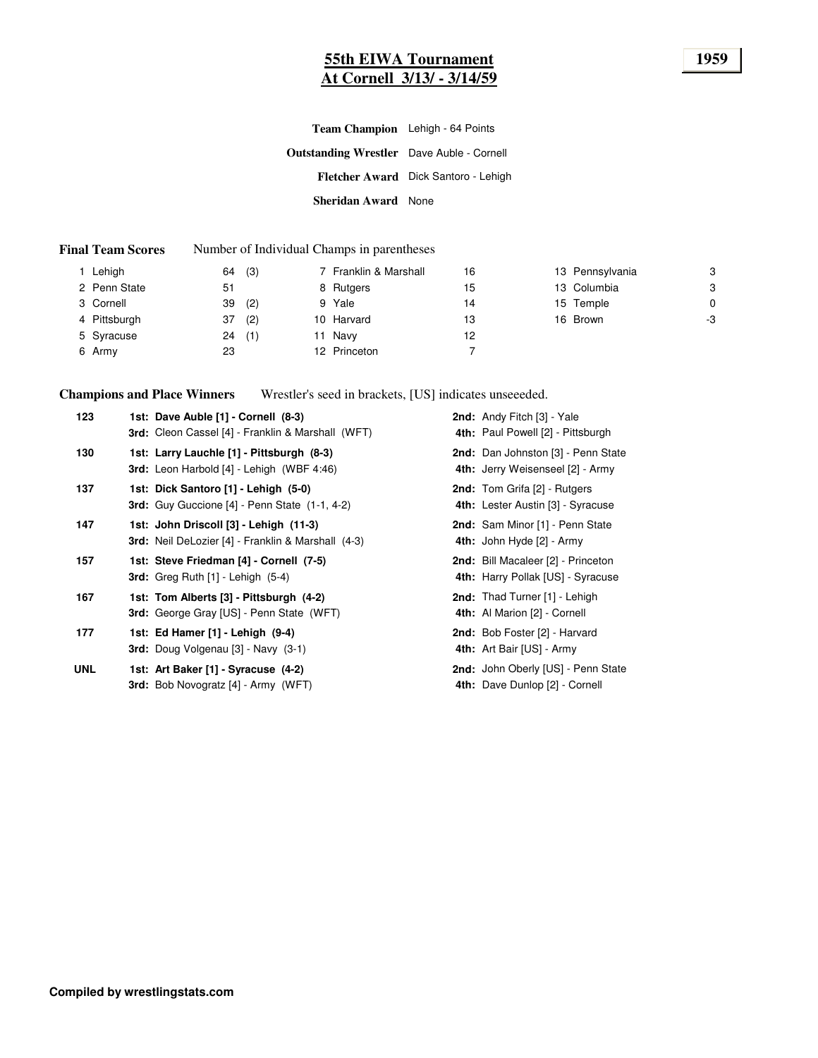# 55th EIWA Tournament
## At Cornell 3/13/ - 3/14/59

**1959**

**Team Champion** Lehigh - 64 Points

**Outstanding Wrestler** Dave Auble - Cornell

**Fletcher Award** Dick Santoro - Lehigh

**Sheridan Award** None

**Final Team Scores** Number of Individual Champs in parentheses

| Rank | Team | Points | Champs | Rank | Team | Points | Rank | Team | Points |
|---|---|---|---|---|---|---|---|---|---|
| 1 | Lehigh | 64 | (3) | 7 | Franklin & Marshall | 16 | 13 | Pennsylvania | 3 |
| 2 | Penn State | 51 | | 8 | Rutgers | 15 | 13 | Columbia | 3 |
| 3 | Cornell | 39 | (2) | 9 | Yale | 14 | 15 | Temple | 0 |
| 4 | Pittsburgh | 37 | (2) | 10 | Harvard | 13 | 16 | Brown | -3 |
| 5 | Syracuse | 24 | (1) | 11 | Navy | 12 | | | |
| 6 | Army | 23 | | 12 | Princeton | 7 | | | |

**Champions and Place Winners** Wrestler's seed in brackets, [US] indicates unseeeded.

| Weight | 1st / 3rd | 2nd / 4th |
|---|---|---|
| 123 | **1st: Dave Auble [1] - Cornell (8-3)** | **2nd:** Andy Fitch [3] - Yale |
| | **3rd:** Cleon Cassel [4] - Franklin & Marshall (WFT) | **4th:** Paul Powell [2] - Pittsburgh |
| 130 | **1st: Larry Lauchle [1] - Pittsburgh (8-3)** | **2nd:** Dan Johnston [3] - Penn State |
| | **3rd:** Leon Harbold [4] - Lehigh (WBF 4:46) | **4th:** Jerry Weisenseel [2] - Army |
| 137 | **1st: Dick Santoro [1] - Lehigh (5-0)** | **2nd:** Tom Grifa [2] - Rutgers |
| | **3rd:** Guy Guccione [4] - Penn State (1-1, 4-2) | **4th:** Lester Austin [3] - Syracuse |
| 147 | **1st: John Driscoll [3] - Lehigh (11-3)** | **2nd:** Sam Minor [1] - Penn State |
| | **3rd:** Neil DeLozier [4] - Franklin & Marshall (4-3) | **4th:** John Hyde [2] - Army |
| 157 | **1st: Steve Friedman [4] - Cornell (7-5)** | **2nd:** Bill Macaleer [2] - Princeton |
| | **3rd:** Greg Ruth [1] - Lehigh (5-4) | **4th:** Harry Pollak [US] - Syracuse |
| 167 | **1st: Tom Alberts [3] - Pittsburgh (4-2)** | **2nd:** Thad Turner [1] - Lehigh |
| | **3rd:** George Gray [US] - Penn State (WFT) | **4th:** Al Marion [2] - Cornell |
| 177 | **1st: Ed Hamer [1] - Lehigh (9-4)** | **2nd:** Bob Foster [2] - Harvard |
| | **3rd:** Doug Volgenau [3] - Navy (3-1) | **4th:** Art Bair [US] - Army |
| UNL | **1st: Art Baker [1] - Syracuse (4-2)** | **2nd:** John Oberly [US] - Penn State |
| | **3rd:** Bob Novogratz [4] - Army (WFT) | **4th:** Dave Dunlop [2] - Cornell |

**Compiled by wrestlingstats.com**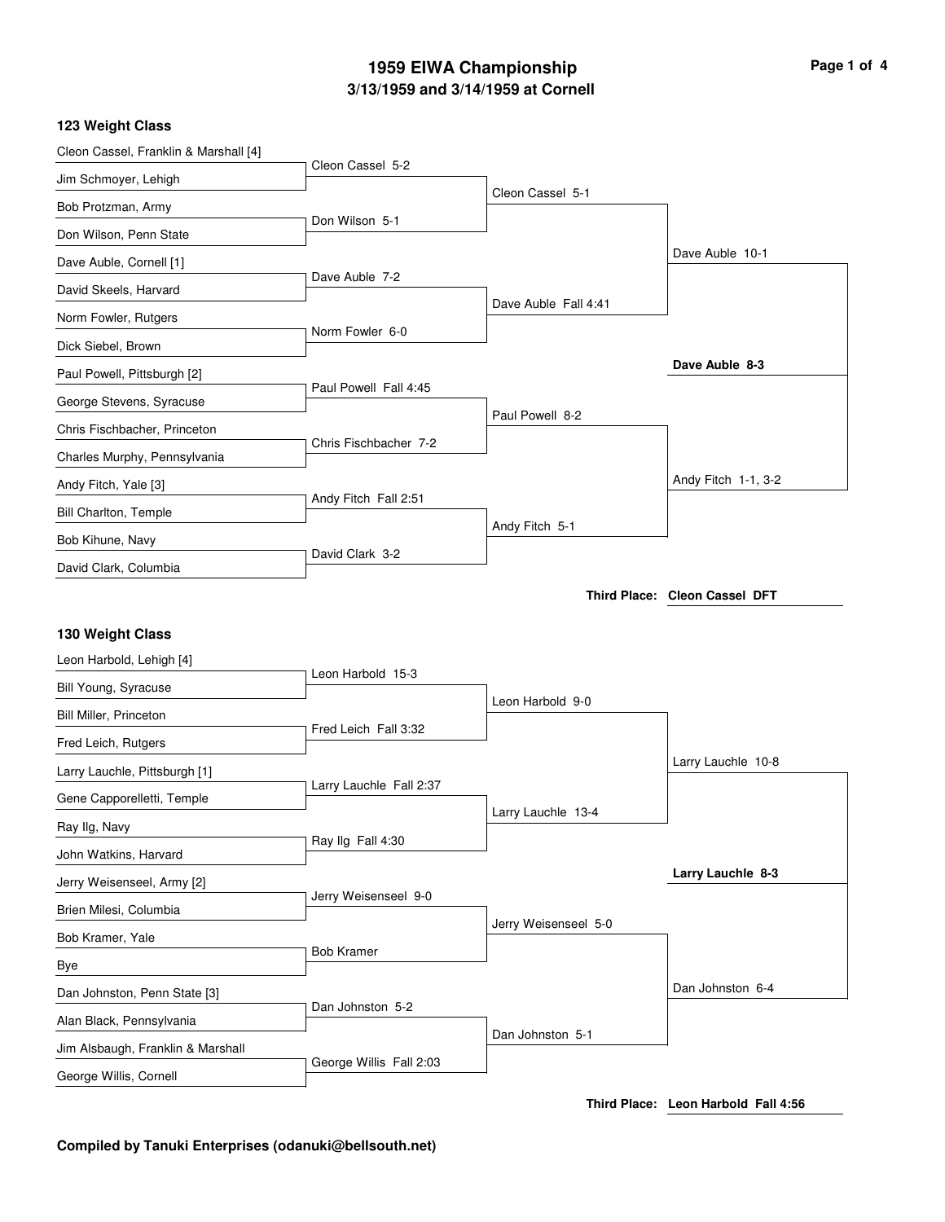# 1959 EIWA Championship

## 3/13/1959 and 3/14/1959 at Cornell

### 123 Weight Class

| First Round | Quarterfinals | Semifinals | Finals |
|---|---|---|---|
| Cleon Cassel, Franklin & Marshall [4] | | | |
| Jim Schmoyer, Lehigh | Cleon Cassel 5-2 | | |
| Bob Protzman, Army | | Cleon Cassel 5-1 | |
| Don Wilson, Penn State | Don Wilson 5-1 | | |
| Dave Auble, Cornell [1] | | | Dave Auble 10-1 |
| David Skeels, Harvard | Dave Auble 7-2 | | |
| Norm Fowler, Rutgers | | Dave Auble Fall 4:41 | |
| Dick Siebel, Brown | Norm Fowler 6-0 | | |
| Paul Powell, Pittsburgh [2] | | | **Dave Auble 8-3** |
| George Stevens, Syracuse | Paul Powell Fall 4:45 | | |
| Chris Fischbacher, Princeton | | Paul Powell 8-2 | |
| Charles Murphy, Pennsylvania | Chris Fischbacher 7-2 | | |
| Andy Fitch, Yale [3] | | | Andy Fitch 1-1, 3-2 |
| Bill Charlton, Temple | Andy Fitch Fall 2:51 | | |
| Bob Kihune, Navy | | Andy Fitch 5-1 | |
| David Clark, Columbia | David Clark 3-2 | | |

**Third Place:** Cleon Cassel DFT

### 130 Weight Class

| First Round | Quarterfinals | Semifinals | Finals |
|---|---|---|---|
| Leon Harbold, Lehigh [4] | | | |
| Bill Young, Syracuse | Leon Harbold 15-3 | | |
| Bill Miller, Princeton | | Leon Harbold 9-0 | |
| Fred Leich, Rutgers | Fred Leich Fall 3:32 | | |
| Larry Lauchle, Pittsburgh [1] | | | Larry Lauchle 10-8 |
| Gene Capporelletti, Temple | Larry Lauchle Fall 2:37 | | |
| Ray Ilg, Navy | | Larry Lauchle 13-4 | |
| John Watkins, Harvard | Ray Ilg Fall 4:30 | | |
| Jerry Weisenseel, Army [2] | | | **Larry Lauchle 8-3** |
| Brien Milesi, Columbia | Jerry Weisenseel 9-0 | | |
| Bob Kramer, Yale | | Jerry Weisenseel 5-0 | |
| Bye | Bob Kramer | | |
| Dan Johnston, Penn State [3] | | | Dan Johnston 6-4 |
| Alan Black, Pennsylvania | Dan Johnston 5-2 | | |
| Jim Alsbaugh, Franklin & Marshall | | Dan Johnston 5-1 | |
| George Willis, Cornell | George Willis Fall 2:03 | | |

**Third Place:** Leon Harbold Fall 4:56

**Compiled by Tanuki Enterprises (odanuki@bellsouth.net)**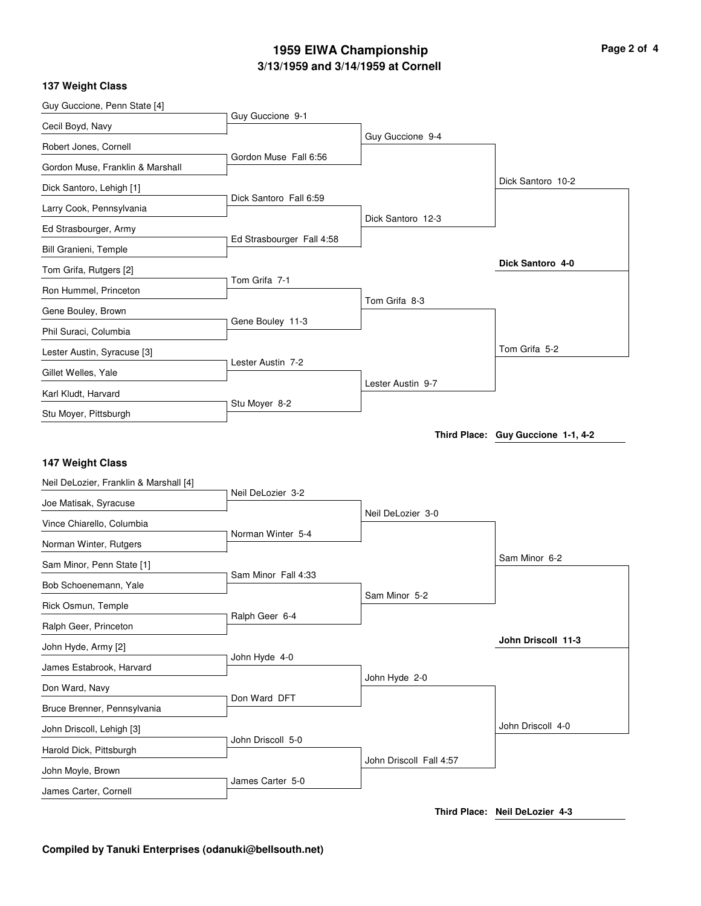# 1959 EIWA Championship

## 3/13/1959 and 3/14/1959 at Cornell

### 137 Weight Class

| First Round | Quarterfinals | Semifinals | Finals | Champion |
|---|---|---|---|---|
| Guy Guccione, Penn State [4] | | | | |
| Cecil Boyd, Navy | Guy Guccione 9-1 | | | |
| Robert Jones, Cornell | | Guy Guccione 9-4 | | |
| Gordon Muse, Franklin & Marshall | Gordon Muse Fall 6:56 | | | |
| Dick Santoro, Lehigh [1] | | | Dick Santoro 10-2 | |
| Larry Cook, Pennsylvania | Dick Santoro Fall 6:59 | | | |
| Ed Strasbourger, Army | | Dick Santoro 12-3 | | |
| Bill Granieni, Temple | Ed Strasbourger Fall 4:58 | | | |
| Tom Grifa, Rutgers [2] | | | | **Dick Santoro 4-0** |
| Ron Hummel, Princeton | Tom Grifa 7-1 | | | |
| Gene Bouley, Brown | | Tom Grifa 8-3 | | |
| Phil Suraci, Columbia | Gene Bouley 11-3 | | | |
| Lester Austin, Syracuse [3] | | | Tom Grifa 5-2 | |
| Gillet Welles, Yale | Lester Austin 7-2 | | | |
| Karl Kludt, Harvard | | Lester Austin 9-7 | | |
| Stu Moyer, Pittsburgh | Stu Moyer 8-2 | | | |

**Third Place: Guy Guccione 1-1, 4-2**

### 147 Weight Class

| First Round | Quarterfinals | Semifinals | Finals | Champion |
|---|---|---|---|---|
| Neil DeLozier, Franklin & Marshall [4] | | | | |
| Joe Matisak, Syracuse | Neil DeLozier 3-2 | | | |
| Vince Chiarello, Columbia | | Neil DeLozier 3-0 | | |
| Norman Winter, Rutgers | Norman Winter 5-4 | | | |
| Sam Minor, Penn State [1] | | | Sam Minor 6-2 | |
| Bob Schoenemann, Yale | Sam Minor Fall 4:33 | | | |
| Rick Osmun, Temple | | Sam Minor 5-2 | | |
| Ralph Geer, Princeton | Ralph Geer 6-4 | | | |
| John Hyde, Army [2] | | | | **John Driscoll 11-3** |
| James Estabrook, Harvard | John Hyde 4-0 | | | |
| Don Ward, Navy | | John Hyde 2-0 | | |
| Bruce Brenner, Pennsylvania | Don Ward DFT | | | |
| John Driscoll, Lehigh [3] | | | John Driscoll 4-0 | |
| Harold Dick, Pittsburgh | John Driscoll 5-0 | | | |
| John Moyle, Brown | | John Driscoll Fall 4:57 | | |
| James Carter, Cornell | James Carter 5-0 | | | |

**Third Place: Neil DeLozier 4-3**

**Compiled by Tanuki Enterprises (odanuki@bellsouth.net)**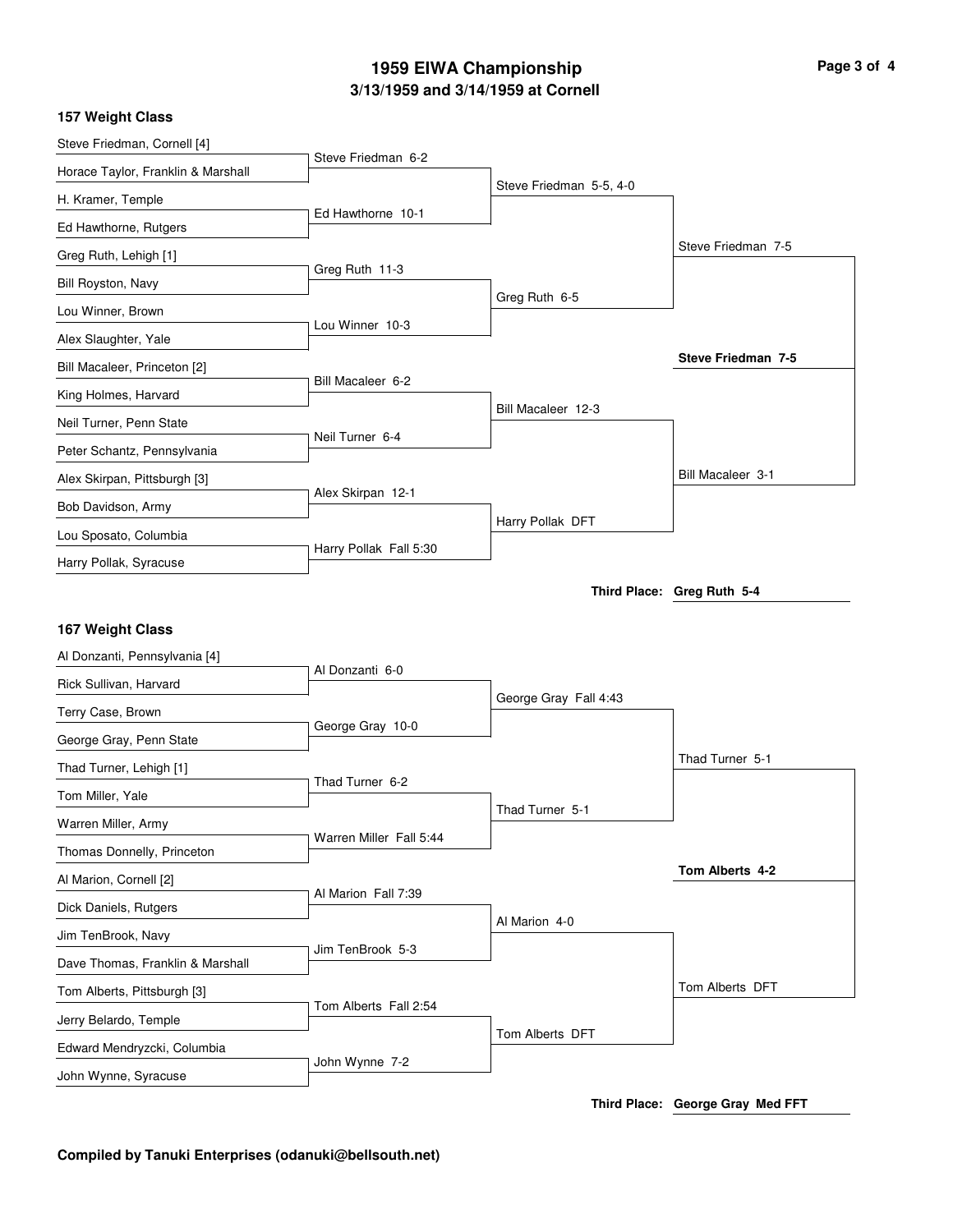# 1959 EIWA Championship

## 3/13/1959 and 3/14/1959 at Cornell

### 157 Weight Class

**First Round**

- Steve Friedman, Cornell [4] vs. Horace Taylor, Franklin & Marshall — Steve Friedman 6-2
- H. Kramer, Temple vs. Ed Hawthorne, Rutgers — Ed Hawthorne 10-1
- Greg Ruth, Lehigh [1] vs. Bill Royston, Navy — Greg Ruth 11-3
- Lou Winner, Brown vs. Alex Slaughter, Yale — Lou Winner 10-3
- Bill Macaleer, Princeton [2] vs. King Holmes, Harvard — Bill Macaleer 6-2
- Neil Turner, Penn State vs. Peter Schantz, Pennsylvania — Neil Turner 6-4
- Alex Skirpan, Pittsburgh [3] vs. Bob Davidson, Army — Alex Skirpan 12-1
- Lou Sposato, Columbia vs. Harry Pollak, Syracuse — Harry Pollak Fall 5:30

**Quarterfinals**

- Steve Friedman 5-5, 4-0
- Greg Ruth 6-5
- Bill Macaleer 12-3
- Harry Pollak DFT

**Semifinals**

- Steve Friedman 7-5
- Bill Macaleer 3-1

**Final**

- **Steve Friedman 7-5**

Third Place: **Greg Ruth 5-4**

### 167 Weight Class

**First Round**

- Al Donzanti, Pennsylvania [4] vs. Rick Sullivan, Harvard — Al Donzanti 6-0
- Terry Case, Brown vs. George Gray, Penn State — George Gray 10-0
- Thad Turner, Lehigh [1] vs. Tom Miller, Yale — Thad Turner 6-2
- Warren Miller, Army vs. Thomas Donnelly, Princeton — Warren Miller Fall 5:44
- Al Marion, Cornell [2] vs. Dick Daniels, Rutgers — Al Marion Fall 7:39
- Jim TenBrook, Navy vs. Dave Thomas, Franklin & Marshall — Jim TenBrook 5-3
- Tom Alberts, Pittsburgh [3] vs. Jerry Belardo, Temple — Tom Alberts Fall 2:54
- Edward Mendryzcki, Columbia vs. John Wynne, Syracuse — John Wynne 7-2

**Quarterfinals**

- George Gray Fall 4:43
- Thad Turner 5-1
- Al Marion 4-0
- Tom Alberts DFT

**Semifinals**

- Thad Turner 5-1
- Tom Alberts DFT

**Final**

- **Tom Alberts 4-2**

Third Place: **George Gray Med FFT**

**Compiled by Tanuki Enterprises (odanuki@bellsouth.net)**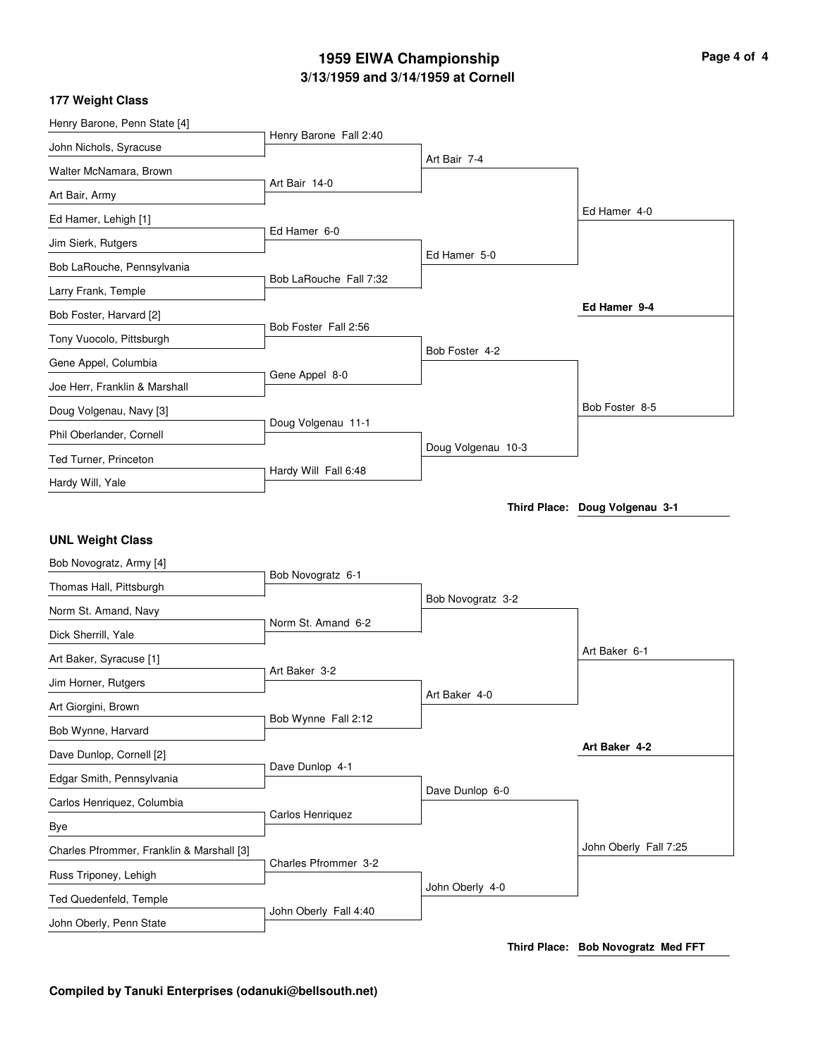# 1959 EIWA Championship

## 3/13/1959 and 3/14/1959 at Cornell

### 177 Weight Class

**First Round**

- Henry Barone, Penn State [4] vs. John Nichols, Syracuse — Henry Barone Fall 2:40
- Walter McNamara, Brown vs. Art Bair, Army — Art Bair 14-0
- Ed Hamer, Lehigh [1] vs. Jim Sierk, Rutgers — Ed Hamer 6-0
- Bob LaRouche, Pennsylvania vs. Larry Frank, Temple — Bob LaRouche Fall 7:32
- Bob Foster, Harvard [2] vs. Tony Vuocolo, Pittsburgh — Bob Foster Fall 2:56
- Gene Appel, Columbia vs. Joe Herr, Franklin & Marshall — Gene Appel 8-0
- Doug Volgenau, Navy [3] vs. Phil Oberlander, Cornell — Doug Volgenau 11-1
- Ted Turner, Princeton vs. Hardy Will, Yale — Hardy Will Fall 6:48

**Quarterfinals**

- Art Bair 7-4
- Ed Hamer 5-0
- Bob Foster 4-2
- Doug Volgenau 10-3

**Semifinals**

- Ed Hamer 4-0
- Bob Foster 8-5

**Final**

- **Ed Hamer 9-4**

**Third Place: Doug Volgenau 3-1**

### UNL Weight Class

**First Round**

- Bob Novogratz, Army [4] vs. Thomas Hall, Pittsburgh — Bob Novogratz 6-1
- Norm St. Amand, Navy vs. Dick Sherrill, Yale — Norm St. Amand 6-2
- Art Baker, Syracuse [1] vs. Jim Horner, Rutgers — Art Baker 3-2
- Art Giorgini, Brown vs. Bob Wynne, Harvard — Bob Wynne Fall 2:12
- Dave Dunlop, Cornell [2] vs. Edgar Smith, Pennsylvania — Dave Dunlop 4-1
- Carlos Henriquez, Columbia vs. Bye — Carlos Henriquez
- Charles Pfrommer, Franklin & Marshall [3] vs. Russ Triponey, Lehigh — Charles Pfrommer 3-2
- Ted Quedenfeld, Temple vs. John Oberly, Penn State — John Oberly Fall 4:40

**Quarterfinals**

- Bob Novogratz 3-2
- Art Baker 4-0
- Dave Dunlop 6-0
- John Oberly 4-0

**Semifinals**

- Art Baker 6-1
- John Oberly Fall 7:25

**Final**

- **Art Baker 4-2**

**Third Place: Bob Novogratz Med FFT**

**Compiled by Tanuki Enterprises (odanuki@bellsouth.net)**